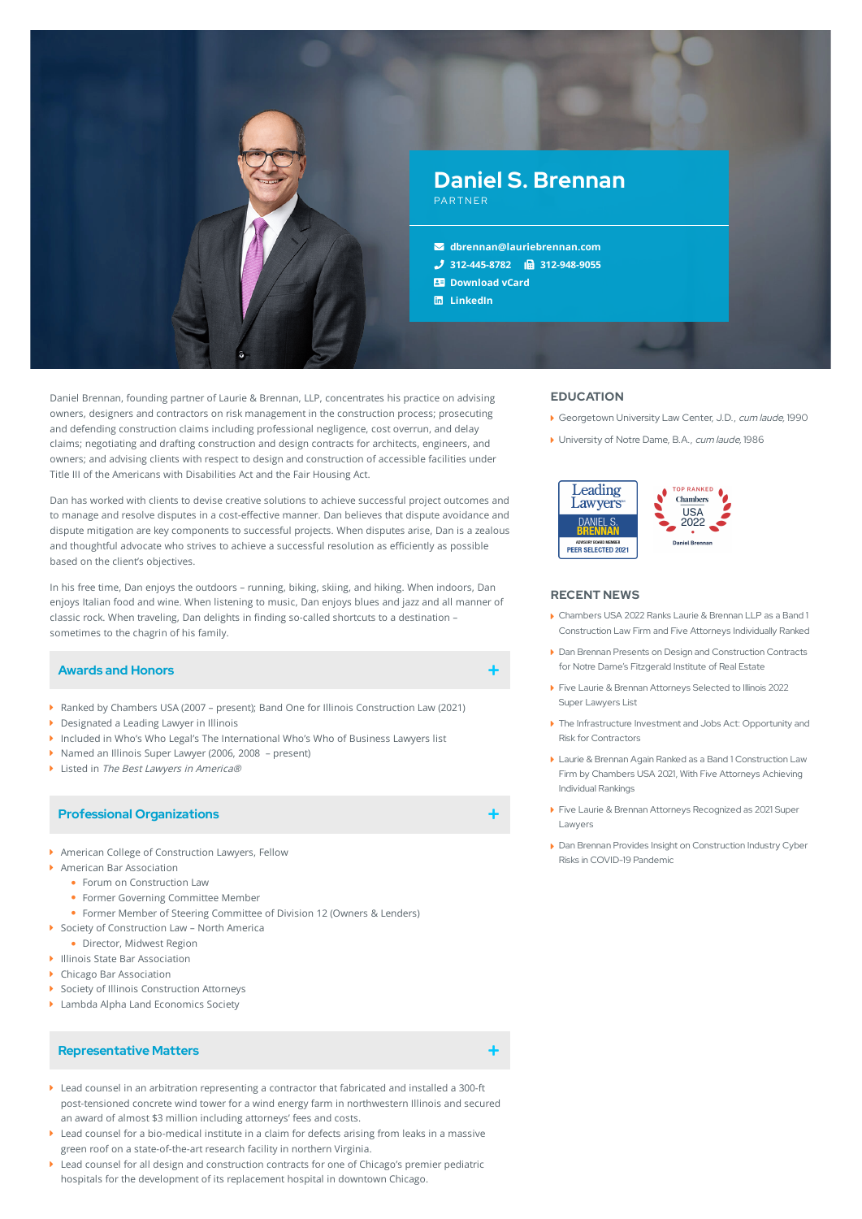# Daniel S. Brennan

PARTNER

dbrennan@lauriebrennan.com
312-445-8782 312-948-9055
Download vCard
LinkedIn

Daniel Brennan, founding partner of Laurie & Brennan, LLP, concentrates his practice on advising owners, designers and contractors on risk management in the construction process; prosecuting and defending construction claims including professional negligence, cost overrun, and delay claims; negotiating and drafting construction and design contracts for architects, engineers, and owners; and advising clients with respect to design and construction of accessible facilities under Title III of the Americans with Disabilities Act and the Fair Housing Act.

Dan has worked with clients to devise creative solutions to achieve successful project outcomes and to manage and resolve disputes in a cost-effective manner. Dan believes that dispute avoidance and dispute mitigation are key components to successful projects. When disputes arise, Dan is a zealous and thoughtful advocate who strives to achieve a successful resolution as efficiently as possible based on the client's objectives.

In his free time, Dan enjoys the outdoors – running, biking, skiing, and hiking. When indoors, Dan enjoys Italian food and wine. When listening to music, Dan enjoys blues and jazz and all manner of classic rock. When traveling, Dan delights in finding so-called shortcuts to a destination – sometimes to the chagrin of his family.

## Awards and Honors

- Ranked by Chambers USA (2007 – present); Band One for Illinois Construction Law (2021)
- Designated a Leading Lawyer in Illinois
- Included in Who's Who Legal's The International Who's Who of Business Lawyers list
- Named an Illinois Super Lawyer (2006, 2008 – present)
- Listed in *The Best Lawyers in America®*

## Professional Organizations

- American College of Construction Lawyers, Fellow
- American Bar Association
  - Forum on Construction Law
  - Former Governing Committee Member
  - Former Member of Steering Committee of Division 12 (Owners & Lenders)
- Society of Construction Law – North America
  - Director, Midwest Region
- Illinois State Bar Association
- Chicago Bar Association
- Society of Illinois Construction Attorneys
- Lambda Alpha Land Economics Society

## Representative Matters

- Lead counsel in an arbitration representing a contractor that fabricated and installed a 300-ft post-tensioned concrete wind tower for a wind energy farm in northwestern Illinois and secured an award of almost $3 million including attorneys' fees and costs.
- Lead counsel for a bio-medical institute in a claim for defects arising from leaks in a massive green roof on a state-of-the-art research facility in northern Virginia.
- Lead counsel for all design and construction contracts for one of Chicago's premier pediatric hospitals for the development of its replacement hospital in downtown Chicago.

## EDUCATION

- Georgetown University Law Center, J.D., *cum laude*, 1990
- University of Notre Dame, B.A., *cum laude*, 1986

Leading Lawyers – DANIEL S. BRENNAN – ADVISORY BOARD MEMBER – PEER SELECTED 2021

TOP RANKED Chambers USA 2022 – Daniel Brennan

## RECENT NEWS

- Chambers USA 2022 Ranks Laurie & Brennan LLP as a Band 1 Construction Law Firm and Five Attorneys Individually Ranked
- Dan Brennan Presents on Design and Construction Contracts for Notre Dame's Fitzgerald Institute of Real Estate
- Five Laurie & Brennan Attorneys Selected to Illinois 2022 Super Lawyers List
- The Infrastructure Investment and Jobs Act: Opportunity and Risk for Contractors
- Laurie & Brennan Again Ranked as a Band 1 Construction Law Firm by Chambers USA 2021, With Five Attorneys Achieving Individual Rankings
- Five Laurie & Brennan Attorneys Recognized as 2021 Super Lawyers
- Dan Brennan Provides Insight on Construction Industry Cyber Risks in COVID-19 Pandemic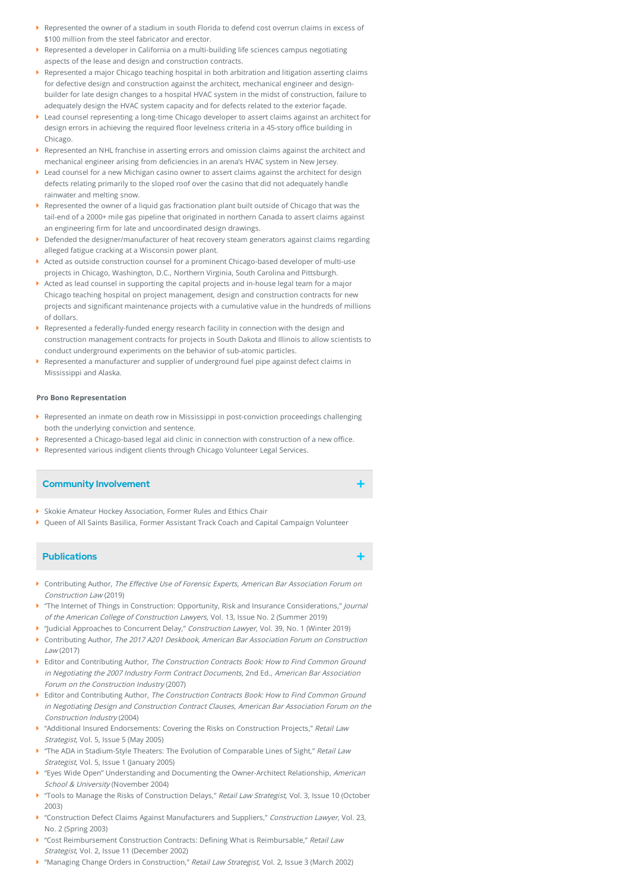- Represented the owner of a stadium in south Florida to defend cost overrun claims in excess of $100 million from the steel fabricator and erector.
- Represented a developer in California on a multi-building life sciences campus negotiating aspects of the lease and design and construction contracts.
- Represented a major Chicago teaching hospital in both arbitration and litigation asserting claims for defective design and construction against the architect, mechanical engineer and design-builder for late design changes to a hospital HVAC system in the midst of construction, failure to adequately design the HVAC system capacity and for defects related to the exterior façade.
- Lead counsel representing a long-time Chicago developer to assert claims against an architect for design errors in achieving the required floor levelness criteria in a 45-story office building in Chicago.
- Represented an NHL franchise in asserting errors and omission claims against the architect and mechanical engineer arising from deficiencies in an arena's HVAC system in New Jersey.
- Lead counsel for a new Michigan casino owner to assert claims against the architect for design defects relating primarily to the sloped roof over the casino that did not adequately handle rainwater and melting snow.
- Represented the owner of a liquid gas fractionation plant built outside of Chicago that was the tail-end of a 2000+ mile gas pipeline that originated in northern Canada to assert claims against an engineering firm for late and uncoordinated design drawings.
- Defended the designer/manufacturer of heat recovery steam generators against claims regarding alleged fatigue cracking at a Wisconsin power plant.
- Acted as outside construction counsel for a prominent Chicago-based developer of multi-use projects in Chicago, Washington, D.C., Northern Virginia, South Carolina and Pittsburgh.
- Acted as lead counsel in supporting the capital projects and in-house legal team for a major Chicago teaching hospital on project management, design and construction contracts for new projects and significant maintenance projects with a cumulative value in the hundreds of millions of dollars.
- Represented a federally-funded energy research facility in connection with the design and construction management contracts for projects in South Dakota and Illinois to allow scientists to conduct underground experiments on the behavior of sub-atomic particles.
- Represented a manufacturer and supplier of underground fuel pipe against defect claims in Mississippi and Alaska.

**Pro Bono Representation**

- Represented an inmate on death row in Mississippi in post-conviction proceedings challenging both the underlying conviction and sentence.
- Represented a Chicago-based legal aid clinic in connection with construction of a new office.
- Represented various indigent clients through Chicago Volunteer Legal Services.

## Community Involvement

- Skokie Amateur Hockey Association, Former Rules and Ethics Chair
- Queen of All Saints Basilica, Former Assistant Track Coach and Capital Campaign Volunteer

## Publications

- Contributing Author, *The Effective Use of Forensic Experts*, *American Bar Association Forum on Construction Law* (2019)
- "The Internet of Things in Construction: Opportunity, Risk and Insurance Considerations," *Journal of the American College of Construction Lawyers*, Vol. 13, Issue No. 2 (Summer 2019)
- "Judicial Approaches to Concurrent Delay," *Construction Lawyer*, Vol. 39, No. 1 (Winter 2019)
- Contributing Author, *The 2017 A201 Deskbook*, *American Bar Association Forum on Construction Law* (2017)
- Editor and Contributing Author, *The Construction Contracts Book: How to Find Common Ground in Negotiating the 2007 Industry Form Contract Documents*, 2nd Ed., *American Bar Association Forum on the Construction Industry* (2007)
- Editor and Contributing Author, *The Construction Contracts Book: How to Find Common Ground in Negotiating Design and Construction Contract Clauses*, *American Bar Association Forum on the Construction Industry* (2004)
- "Additional Insured Endorsements: Covering the Risks on Construction Projects," *Retail Law Strategist*, Vol. 5, Issue 5 (May 2005)
- "The ADA in Stadium-Style Theaters: The Evolution of Comparable Lines of Sight," *Retail Law Strategist*, Vol. 5, Issue 1 (January 2005)
- "Eyes Wide Open" Understanding and Documenting the Owner-Architect Relationship, *American School & University* (November 2004)
- "Tools to Manage the Risks of Construction Delays," *Retail Law Strategist*, Vol. 3, Issue 10 (October 2003)
- "Construction Defect Claims Against Manufacturers and Suppliers," *Construction Lawyer*, Vol. 23, No. 2 (Spring 2003)
- "Cost Reimbursement Construction Contracts: Defining What is Reimbursable," *Retail Law Strategist*, Vol. 2, Issue 11 (December 2002)
- "Managing Change Orders in Construction," *Retail Law Strategist*, Vol. 2, Issue 3 (March 2002)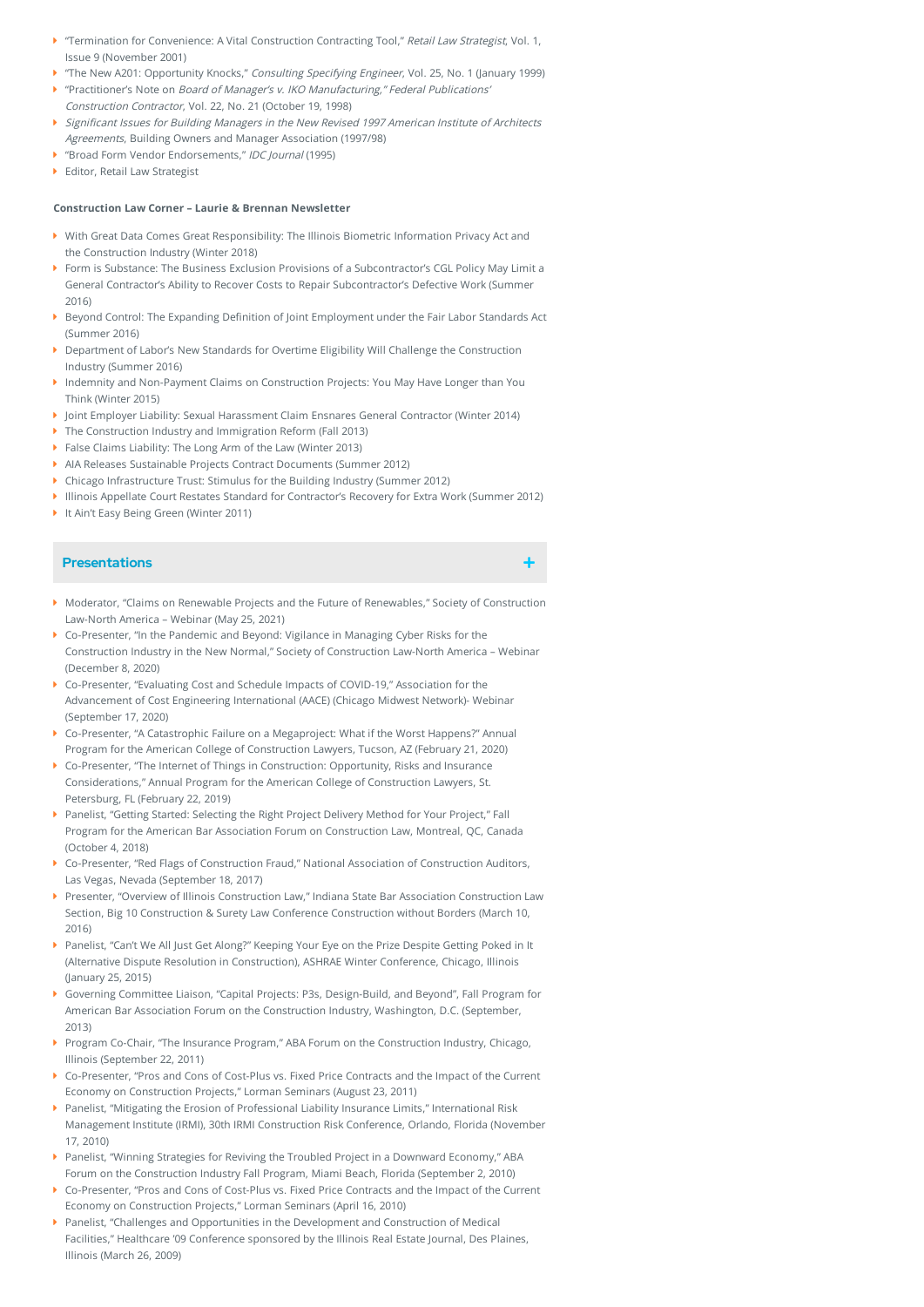- "Termination for Convenience: A Vital Construction Contracting Tool," *Retail Law Strategist*, Vol. 1, Issue 9 (November 2001)
- "The New A201: Opportunity Knocks," *Consulting Specifying Engineer*, Vol. 25, No. 1 (January 1999)
- "Practitioner's Note on *Board of Manager's v. IKO Manufacturing," Federal Publications' Construction Contractor*, Vol. 22, No. 21 (October 19, 1998)
- *Significant Issues for Building Managers in the New Revised 1997 American Institute of Architects Agreements*, Building Owners and Manager Association (1997/98)
- "Broad Form Vendor Endorsements," *IDC Journal* (1995)
- Editor, Retail Law Strategist

**Construction Law Corner – Laurie & Brennan Newsletter**

- With Great Data Comes Great Responsibility: The Illinois Biometric Information Privacy Act and the Construction Industry (Winter 2018)
- Form is Substance: The Business Exclusion Provisions of a Subcontractor's CGL Policy May Limit a General Contractor's Ability to Recover Costs to Repair Subcontractor's Defective Work (Summer 2016)
- Beyond Control: The Expanding Definition of Joint Employment under the Fair Labor Standards Act (Summer 2016)
- Department of Labor's New Standards for Overtime Eligibility Will Challenge the Construction Industry (Summer 2016)
- Indemnity and Non-Payment Claims on Construction Projects: You May Have Longer than You Think (Winter 2015)
- Joint Employer Liability: Sexual Harassment Claim Ensnares General Contractor (Winter 2014)
- The Construction Industry and Immigration Reform (Fall 2013)
- False Claims Liability: The Long Arm of the Law (Winter 2013)
- AIA Releases Sustainable Projects Contract Documents (Summer 2012)
- Chicago Infrastructure Trust: Stimulus for the Building Industry (Summer 2012)
- Illinois Appellate Court Restates Standard for Contractor's Recovery for Extra Work (Summer 2012)
- It Ain't Easy Being Green (Winter 2011)

## Presentations

- Moderator, "Claims on Renewable Projects and the Future of Renewables," Society of Construction Law-North America – Webinar (May 25, 2021)
- Co-Presenter, "In the Pandemic and Beyond: Vigilance in Managing Cyber Risks for the Construction Industry in the New Normal," Society of Construction Law-North America – Webinar (December 8, 2020)
- Co-Presenter, "Evaluating Cost and Schedule Impacts of COVID-19," Association for the Advancement of Cost Engineering International (AACE) (Chicago Midwest Network)- Webinar (September 17, 2020)
- Co-Presenter, "A Catastrophic Failure on a Megaproject: What if the Worst Happens?" Annual Program for the American College of Construction Lawyers, Tucson, AZ (February 21, 2020)
- Co-Presenter, "The Internet of Things in Construction: Opportunity, Risks and Insurance Considerations," Annual Program for the American College of Construction Lawyers, St. Petersburg, FL (February 22, 2019)
- Panelist, "Getting Started: Selecting the Right Project Delivery Method for Your Project," Fall Program for the American Bar Association Forum on Construction Law, Montreal, QC, Canada (October 4, 2018)
- Co-Presenter, "Red Flags of Construction Fraud," National Association of Construction Auditors, Las Vegas, Nevada (September 18, 2017)
- Presenter, "Overview of Illinois Construction Law," Indiana State Bar Association Construction Law Section, Big 10 Construction & Surety Law Conference Construction without Borders (March 10, 2016)
- Panelist, "Can't We All Just Get Along?" Keeping Your Eye on the Prize Despite Getting Poked in It (Alternative Dispute Resolution in Construction), ASHRAE Winter Conference, Chicago, Illinois (January 25, 2015)
- Governing Committee Liaison, "Capital Projects: P3s, Design-Build, and Beyond", Fall Program for American Bar Association Forum on the Construction Industry, Washington, D.C. (September, 2013)
- Program Co-Chair, "The Insurance Program," ABA Forum on the Construction Industry, Chicago, Illinois (September 22, 2011)
- Co-Presenter, "Pros and Cons of Cost-Plus vs. Fixed Price Contracts and the Impact of the Current Economy on Construction Projects," Lorman Seminars (August 23, 2011)
- Panelist, "Mitigating the Erosion of Professional Liability Insurance Limits," International Risk Management Institute (IRMI), 30th IRMI Construction Risk Conference, Orlando, Florida (November 17, 2010)
- Panelist, "Winning Strategies for Reviving the Troubled Project in a Downward Economy," ABA Forum on the Construction Industry Fall Program, Miami Beach, Florida (September 2, 2010)
- Co-Presenter, "Pros and Cons of Cost-Plus vs. Fixed Price Contracts and the Impact of the Current Economy on Construction Projects," Lorman Seminars (April 16, 2010)
- Panelist, "Challenges and Opportunities in the Development and Construction of Medical Facilities," Healthcare '09 Conference sponsored by the Illinois Real Estate Journal, Des Plaines, Illinois (March 26, 2009)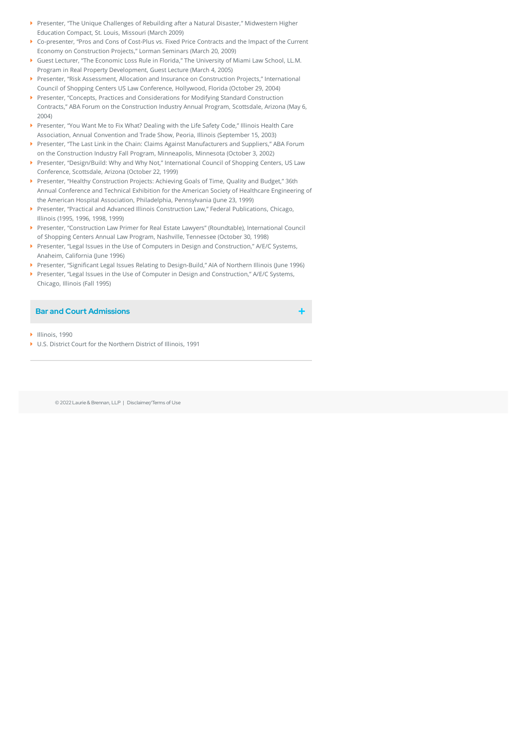- Presenter, "The Unique Challenges of Rebuilding after a Natural Disaster," Midwestern Higher Education Compact, St. Louis, Missouri (March 2009)
- Co-presenter, "Pros and Cons of Cost-Plus vs. Fixed Price Contracts and the Impact of the Current Economy on Construction Projects," Lorman Seminars (March 20, 2009)
- Guest Lecturer, "The Economic Loss Rule in Florida," The University of Miami Law School, LL.M. Program in Real Property Development, Guest Lecture (March 4, 2005)
- Presenter, "Risk Assessment, Allocation and Insurance on Construction Projects," International Council of Shopping Centers US Law Conference, Hollywood, Florida (October 29, 2004)
- Presenter, "Concepts, Practices and Considerations for Modifying Standard Construction Contracts," ABA Forum on the Construction Industry Annual Program, Scottsdale, Arizona (May 6, 2004)
- Presenter, "You Want Me to Fix What? Dealing with the Life Safety Code," Illinois Health Care Association, Annual Convention and Trade Show, Peoria, Illinois (September 15, 2003)
- Presenter, "The Last Link in the Chain: Claims Against Manufacturers and Suppliers," ABA Forum on the Construction Industry Fall Program, Minneapolis, Minnesota (October 3, 2002)
- Presenter, "Design/Build: Why and Why Not," International Council of Shopping Centers, US Law Conference, Scottsdale, Arizona (October 22, 1999)
- Presenter, "Healthy Construction Projects: Achieving Goals of Time, Quality and Budget," 36th Annual Conference and Technical Exhibition for the American Society of Healthcare Engineering of the American Hospital Association, Philadelphia, Pennsylvania (June 23, 1999)
- Presenter, "Practical and Advanced Illinois Construction Law," Federal Publications, Chicago, Illinois (1995, 1996, 1998, 1999)
- Presenter, "Construction Law Primer for Real Estate Lawyers" (Roundtable), International Council of Shopping Centers Annual Law Program, Nashville, Tennessee (October 30, 1998)
- Presenter, "Legal Issues in the Use of Computers in Design and Construction," A/E/C Systems, Anaheim, California (June 1996)
- Presenter, "Significant Legal Issues Relating to Design-Build," AIA of Northern Illinois (June 1996)
- Presenter, "Legal Issues in the Use of Computer in Design and Construction," A/E/C Systems, Chicago, Illinois (Fall 1995)

## Bar and Court Admissions

- Illinois, 1990
- U.S. District Court for the Northern District of Illinois, 1991

© 2022 Laurie & Brennan, LLP | Disclaimer/Terms of Use